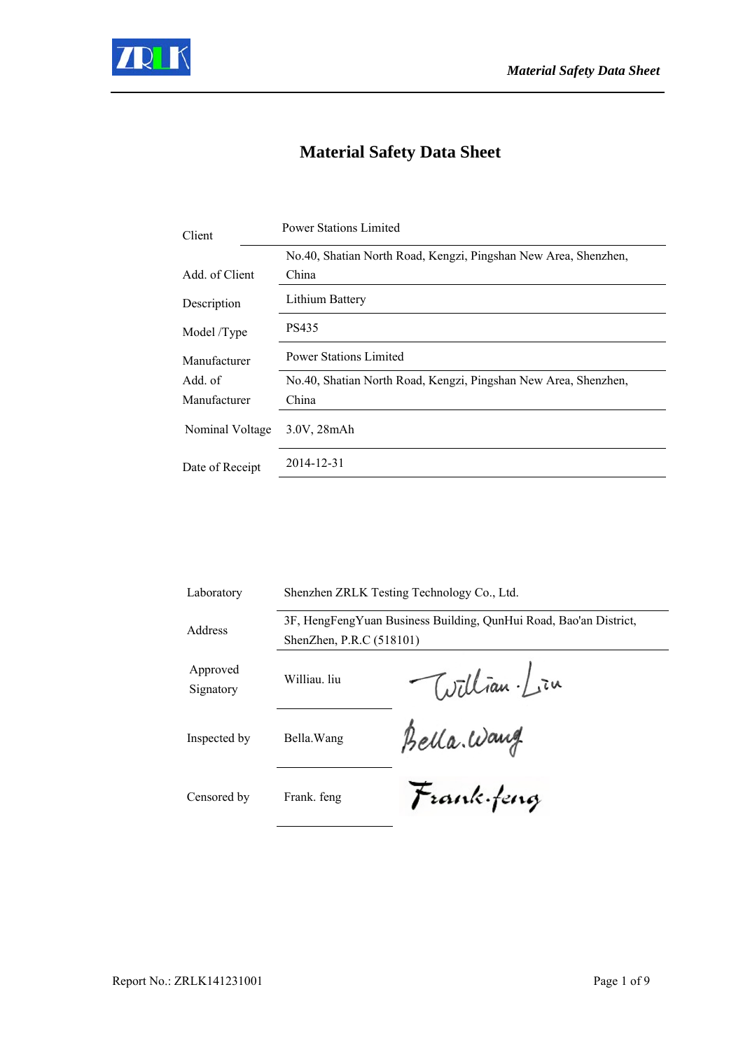# Material Safety Data Sheet

| | |
|---|---|
| Client | Power Stations Limited |
| Add. of Client | No.40, Shatian North Road, Kengzi, Pingshan New Area, Shenzhen, China |
| Description | Lithium Battery |
| Model /Type | PS435 |
| Manufacturer | Power Stations Limited |
| Add. of Manufacturer | No.40, Shatian North Road, Kengzi, Pingshan New Area, Shenzhen, China |
| Nominal Voltage | 3.0V, 28mAh |
| Date of Receipt | 2014-12-31 |

| | | |
|---|---|---|
| Laboratory | Shenzhen ZRLK Testing Technology Co., Ltd. | |
| Address | 3F, HengFengYuan Business Building, QunHui Road, Bao'an District, ShenZhen, P.R.C (518101) | |
| Approved Signatory | Williau. liu | William.Liu |
| Inspected by | Bella.Wang | Bella.Wang |
| Censored by | Frank. feng | Frank.feng |

Report No.: ZRLK141231001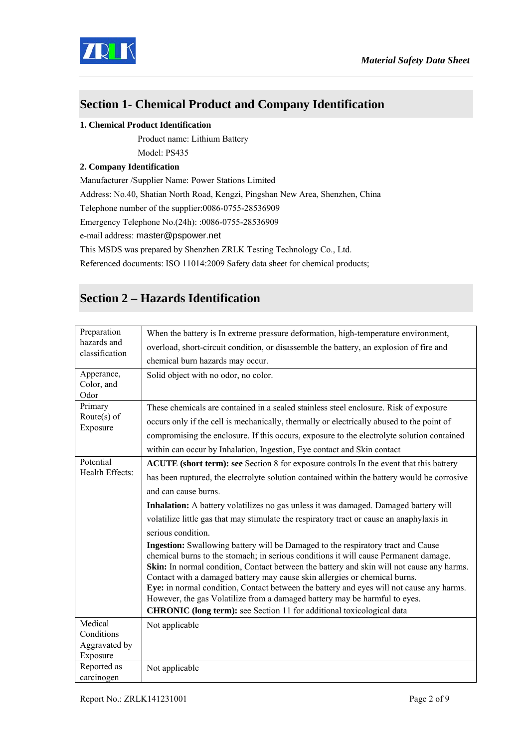## Section 1- Chemical Product and Company Identification

**1. Chemical Product Identification**

Product name: Lithium Battery

Model: PS435

**2. Company Identification**

Manufacturer /Supplier Name: Power Stations Limited

Address: No.40, Shatian North Road, Kengzi, Pingshan New Area, Shenzhen, China

Telephone number of the supplier:0086-0755-28536909

Emergency Telephone No.(24h): :0086-0755-28536909

e-mail address: master@pspower.net

This MSDS was prepared by Shenzhen ZRLK Testing Technology Co., Ltd.

Referenced documents: ISO 11014:2009 Safety data sheet for chemical products;

## Section 2 – Hazards Identification

| | |
|---|---|
| Preparation hazards and classification | When the battery is In extreme pressure deformation, high-temperature environment, overload, short-circuit condition, or disassemble the battery, an explosion of fire and chemical burn hazards may occur. |
| Apperance, Color, and Odor | Solid object with no odor, no color. |
| Primary Route(s) of Exposure | These chemicals are contained in a sealed stainless steel enclosure. Risk of exposure occurs only if the cell is mechanically, thermally or electrically abused to the point of compromising the enclosure. If this occurs, exposure to the electrolyte solution contained within can occur by Inhalation, Ingestion, Eye contact and Skin contact |
| Potential Health Effects: | **ACUTE (short term): see** Section 8 for exposure controls In the event that this battery has been ruptured, the electrolyte solution contained within the battery would be corrosive and can cause burns.<br>**Inhalation:** A battery volatilizes no gas unless it was damaged. Damaged battery will volatilize little gas that may stimulate the respiratory tract or cause an anaphylaxis in serious condition.<br>**Ingestion:** Swallowing battery will be Damaged to the respiratory tract and Cause chemical burns to the stomach; in serious conditions it will cause Permanent damage.<br>**Skin:** In normal condition, Contact between the battery and skin will not cause any harms. Contact with a damaged battery may cause skin allergies or chemical burns.<br>**Eye:** in normal condition, Contact between the battery and eyes will not cause any harms. However, the gas Volatilize from a damaged battery may be harmful to eyes.<br>**CHRONIC (long term):** see Section 11 for additional toxicological data |
| Medical Conditions Aggravated by Exposure | Not applicable |
| Reported as carcinogen | Not applicable |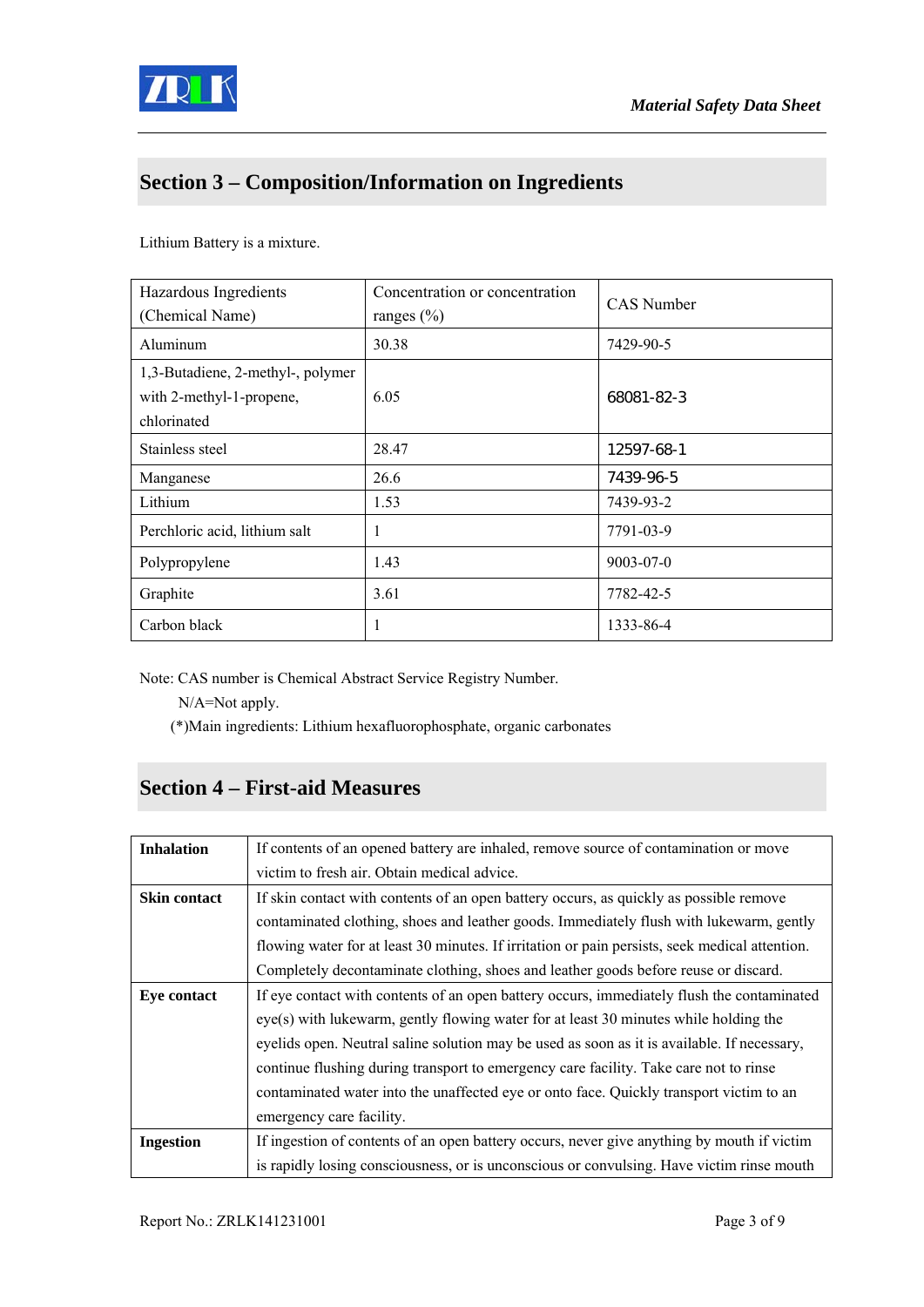## Section 3 – Composition/Information on Ingredients

Lithium Battery is a mixture.

| Hazardous Ingredients (Chemical Name) | Concentration or concentration ranges (%) | CAS Number |
|---|---|---|
| Aluminum | 30.38 | 7429-90-5 |
| 1,3-Butadiene, 2-methyl-, polymer with 2-methyl-1-propene, chlorinated | 6.05 | 68081-82-3 |
| Stainless steel | 28.47 | 12597-68-1 |
| Manganese | 26.6 | 7439-96-5 |
| Lithium | 1.53 | 7439-93-2 |
| Perchloric acid, lithium salt | 1 | 7791-03-9 |
| Polypropylene | 1.43 | 9003-07-0 |
| Graphite | 3.61 | 7782-42-5 |
| Carbon black | 1 | 1333-86-4 |

Note: CAS number is Chemical Abstract Service Registry Number.

N/A=Not apply.

(*)Main ingredients: Lithium hexafluorophosphate, organic carbonates

## Section 4 – First-aid Measures

| | |
|---|---|
| **Inhalation** | If contents of an opened battery are inhaled, remove source of contamination or move victim to fresh air. Obtain medical advice. |
| **Skin contact** | If skin contact with contents of an open battery occurs, as quickly as possible remove contaminated clothing, shoes and leather goods. Immediately flush with lukewarm, gently flowing water for at least 30 minutes. If irritation or pain persists, seek medical attention. Completely decontaminate clothing, shoes and leather goods before reuse or discard. |
| **Eye contact** | If eye contact with contents of an open battery occurs, immediately flush the contaminated eye(s) with lukewarm, gently flowing water for at least 30 minutes while holding the eyelids open. Neutral saline solution may be used as soon as it is available. If necessary, continue flushing during transport to emergency care facility. Take care not to rinse contaminated water into the unaffected eye or onto face. Quickly transport victim to an emergency care facility. |
| **Ingestion** | If ingestion of contents of an open battery occurs, never give anything by mouth if victim is rapidly losing consciousness, or is unconscious or convulsing. Have victim rinse mouth |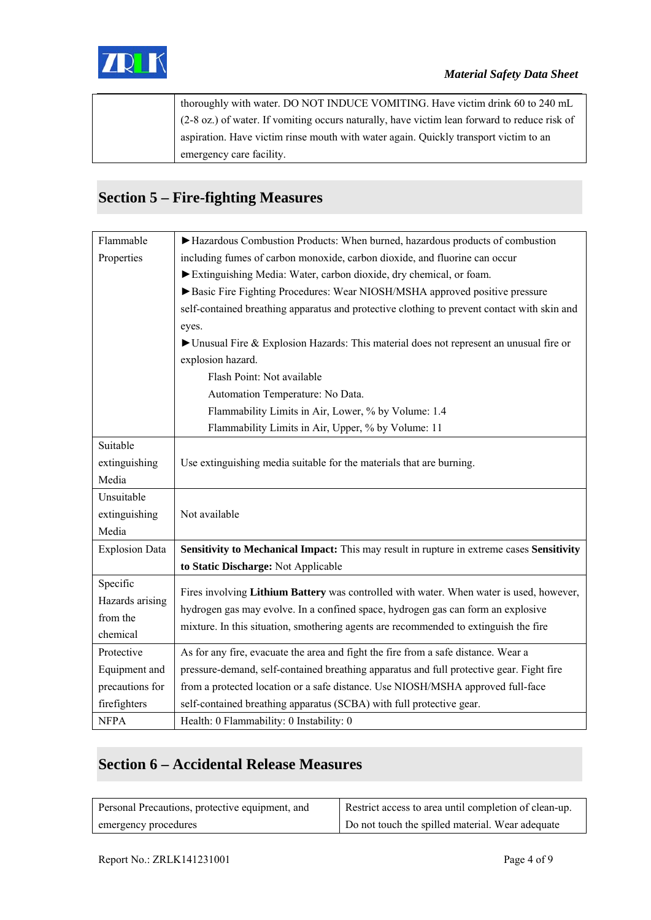| | thoroughly with water. DO NOT INDUCE VOMITING. Have victim drink 60 to 240 mL (2-8 oz.) of water. If vomiting occurs naturally, have victim lean forward to reduce risk of aspiration. Have victim rinse mouth with water again. Quickly transport victim to an emergency care facility. |
|---|---|

## Section 5 – Fire-fighting Measures

| | |
|---|---|
| Flammable Properties | ►Hazardous Combustion Products: When burned, hazardous products of combustion including fumes of carbon monoxide, carbon dioxide, and fluorine can occur<br>►Extinguishing Media: Water, carbon dioxide, dry chemical, or foam.<br>►Basic Fire Fighting Procedures: Wear NIOSH/MSHA approved positive pressure self-contained breathing apparatus and protective clothing to prevent contact with skin and eyes.<br>►Unusual Fire & Explosion Hazards: This material does not represent an unusual fire or explosion hazard.<br>Flash Point: Not available<br>Automation Temperature: No Data.<br>Flammability Limits in Air, Lower, % by Volume: 1.4<br>Flammability Limits in Air, Upper, % by Volume: 11 |
| Suitable extinguishing Media | Use extinguishing media suitable for the materials that are burning. |
| Unsuitable extinguishing Media | Not available |
| Explosion Data | **Sensitivity to Mechanical Impact:** This may result in rupture in extreme cases **Sensitivity to Static Discharge:** Not Applicable |
| Specific Hazards arising from the chemical | Fires involving **Lithium Battery** was controlled with water. When water is used, however, hydrogen gas may evolve. In a confined space, hydrogen gas can form an explosive mixture. In this situation, smothering agents are recommended to extinguish the fire |
| Protective Equipment and precautions for firefighters | As for any fire, evacuate the area and fight the fire from a safe distance. Wear a pressure-demand, self-contained breathing apparatus and full protective gear. Fight fire from a protected location or a safe distance. Use NIOSH/MSHA approved full-face self-contained breathing apparatus (SCBA) with full protective gear. |
| NFPA | Health: 0 Flammability: 0 Instability: 0 |

## Section 6 – Accidental Release Measures

| | |
|---|---|
| Personal Precautions, protective equipment, and emergency procedures | Restrict access to area until completion of clean-up. Do not touch the spilled material. Wear adequate |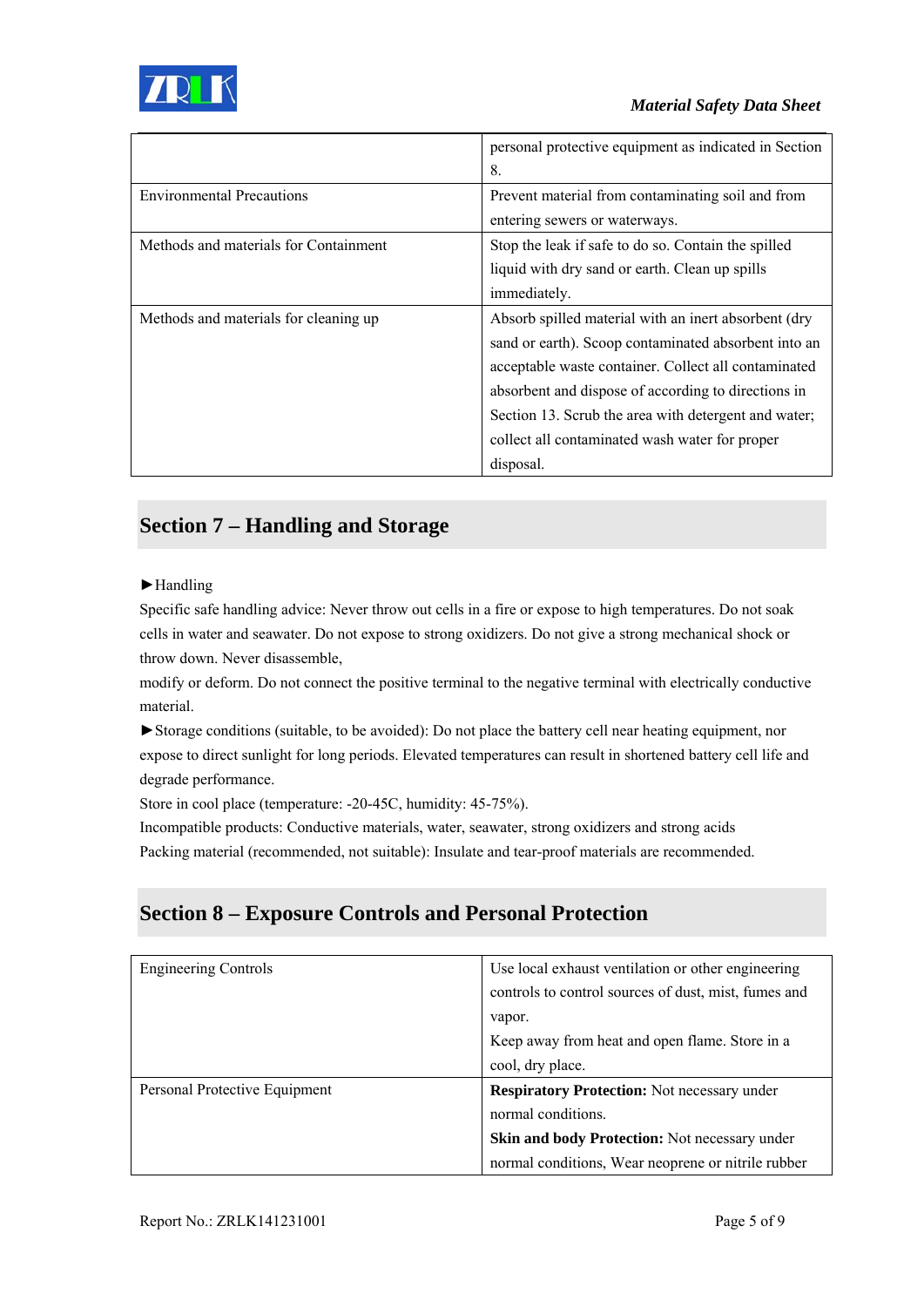| | |
|---|---|
| | personal protective equipment as indicated in Section 8. |
| Environmental Precautions | Prevent material from contaminating soil and from entering sewers or waterways. |
| Methods and materials for Containment | Stop the leak if safe to do so. Contain the spilled liquid with dry sand or earth. Clean up spills immediately. |
| Methods and materials for cleaning up | Absorb spilled material with an inert absorbent (dry sand or earth). Scoop contaminated absorbent into an acceptable waste container. Collect all contaminated absorbent and dispose of according to directions in Section 13. Scrub the area with detergent and water; collect all contaminated wash water for proper disposal. |

## Section 7 – Handling and Storage

►Handling

Specific safe handling advice: Never throw out cells in a fire or expose to high temperatures. Do not soak cells in water and seawater. Do not expose to strong oxidizers. Do not give a strong mechanical shock or throw down. Never disassemble,

modify or deform. Do not connect the positive terminal to the negative terminal with electrically conductive material.

►Storage conditions (suitable, to be avoided): Do not place the battery cell near heating equipment, nor expose to direct sunlight for long periods. Elevated temperatures can result in shortened battery cell life and degrade performance.

Store in cool place (temperature: -20-45C, humidity: 45-75%).

Incompatible products: Conductive materials, water, seawater, strong oxidizers and strong acids

Packing material (recommended, not suitable): Insulate and tear-proof materials are recommended.

## Section 8 – Exposure Controls and Personal Protection

| | |
|---|---|
| Engineering Controls | Use local exhaust ventilation or other engineering controls to control sources of dust, mist, fumes and vapor.<br>Keep away from heat and open flame. Store in a cool, dry place. |
| Personal Protective Equipment | **Respiratory Protection:** Not necessary under normal conditions.<br>**Skin and body Protection:** Not necessary under normal conditions, Wear neoprene or nitrile rubber |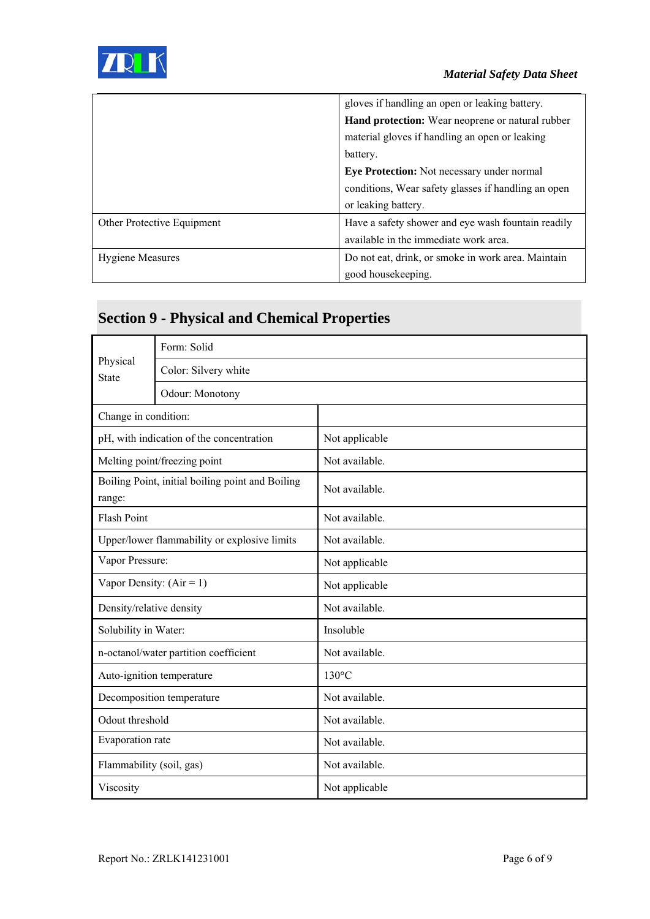| | |
|---|---|
| | gloves if handling an open or leaking battery.<br>**Hand protection:** Wear neoprene or natural rubber material gloves if handling an open or leaking battery.<br>**Eye Protection:** Not necessary under normal conditions, Wear safety glasses if handling an open or leaking battery. |
| Other Protective Equipment | Have a safety shower and eye wash fountain readily available in the immediate work area. |
| Hygiene Measures | Do not eat, drink, or smoke in work area. Maintain good housekeeping. |

## Section 9 - Physical and Chemical Properties

| | | |
|---|---|---|
| Physical State | Form: Solid | |
| | Color: Silvery white | |
| | Odour: Monotony | |
| Change in condition: | | |
| pH, with indication of the concentration | | Not applicable |
| Melting point/freezing point | | Not available. |
| Boiling Point, initial boiling point and Boiling range: | | Not available. |
| Flash Point | | Not available. |
| Upper/lower flammability or explosive limits | | Not available. |
| Vapor Pressure: | | Not applicable |
| Vapor Density: (Air = 1) | | Not applicable |
| Density/relative density | | Not available. |
| Solubility in Water: | | Insoluble |
| n-octanol/water partition coefficient | | Not available. |
| Auto-ignition temperature | | 130°C |
| Decomposition temperature | | Not available. |
| Odout threshold | | Not available. |
| Evaporation rate | | Not available. |
| Flammability (soil, gas) | | Not available. |
| Viscosity | | Not applicable |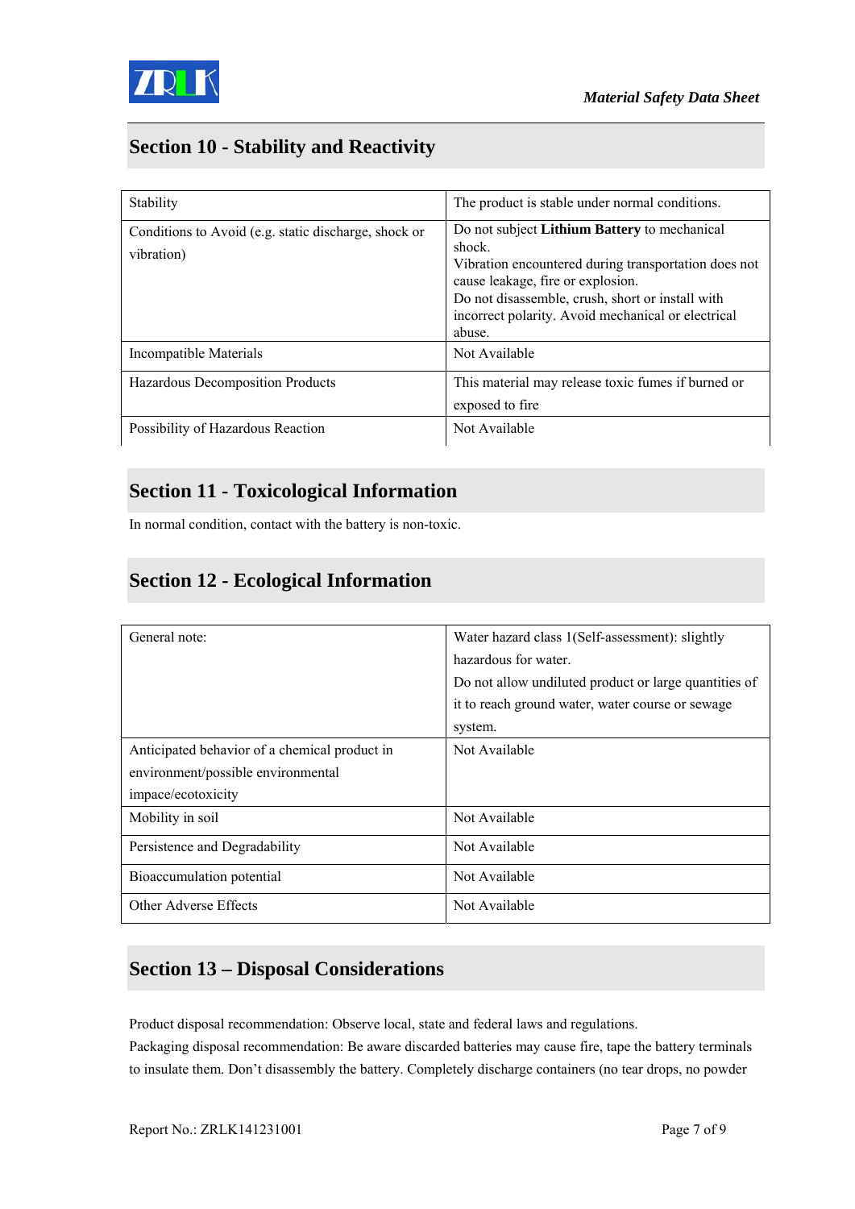## Section 10 - Stability and Reactivity

| | |
|---|---|
| Stability | The product is stable under normal conditions. |
| Conditions to Avoid (e.g. static discharge, shock or vibration) | Do not subject **Lithium Battery** to mechanical shock. Vibration encountered during transportation does not cause leakage, fire or explosion. Do not disassemble, crush, short or install with incorrect polarity. Avoid mechanical or electrical abuse. |
| Incompatible Materials | Not Available |
| Hazardous Decomposition Products | This material may release toxic fumes if burned or exposed to fire |
| Possibility of Hazardous Reaction | Not Available |

## Section 11 - Toxicological Information

In normal condition, contact with the battery is non-toxic.

## Section 12 - Ecological Information

| | |
|---|---|
| General note: | Water hazard class 1(Self-assessment): slightly hazardous for water. Do not allow undiluted product or large quantities of it to reach ground water, water course or sewage system. |
| Anticipated behavior of a chemical product in environment/possible environmental impace/ecotoxicity | Not Available |
| Mobility in soil | Not Available |
| Persistence and Degradability | Not Available |
| Bioaccumulation potential | Not Available |
| Other Adverse Effects | Not Available |

## Section 13 – Disposal Considerations

Product disposal recommendation: Observe local, state and federal laws and regulations.
Packaging disposal recommendation: Be aware discarded batteries may cause fire, tape the battery terminals to insulate them. Don't disassembly the battery. Completely discharge containers (no tear drops, no powder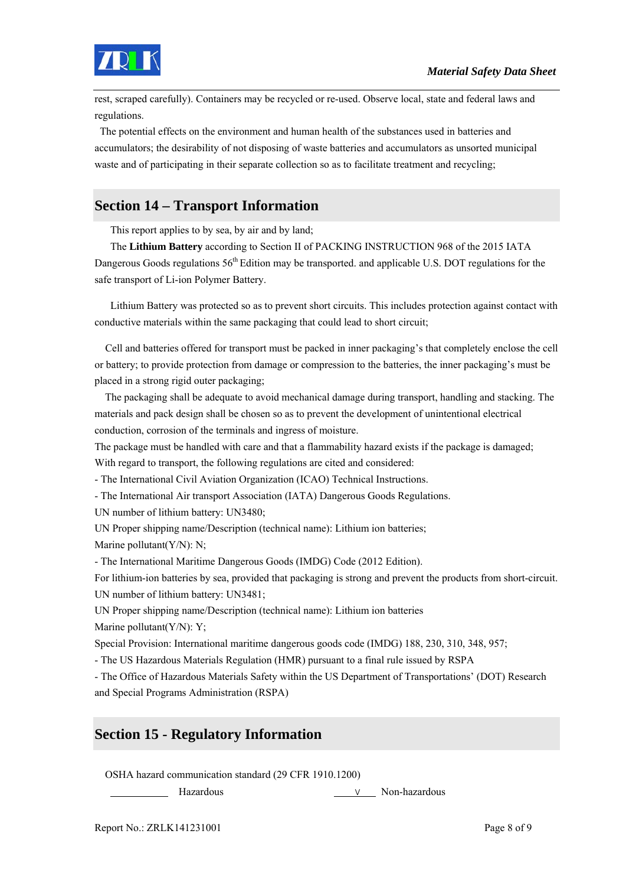rest, scraped carefully). Containers may be recycled or re-used. Observe local, state and federal laws and regulations.

The potential effects on the environment and human health of the substances used in batteries and accumulators; the desirability of not disposing of waste batteries and accumulators as unsorted municipal waste and of participating in their separate collection so as to facilitate treatment and recycling;

## Section 14 – Transport Information

This report applies to by sea, by air and by land;

The **Lithium Battery** according to Section II of PACKING INSTRUCTION 968 of the 2015 IATA Dangerous Goods regulations 56th Edition may be transported. and applicable U.S. DOT regulations for the safe transport of Li-ion Polymer Battery.

Lithium Battery was protected so as to prevent short circuits. This includes protection against contact with conductive materials within the same packaging that could lead to short circuit;

Cell and batteries offered for transport must be packed in inner packaging's that completely enclose the cell or battery; to provide protection from damage or compression to the batteries, the inner packaging's must be placed in a strong rigid outer packaging;

The packaging shall be adequate to avoid mechanical damage during transport, handling and stacking. The materials and pack design shall be chosen so as to prevent the development of unintentional electrical conduction, corrosion of the terminals and ingress of moisture.

The package must be handled with care and that a flammability hazard exists if the package is damaged;

With regard to transport, the following regulations are cited and considered:

- The International Civil Aviation Organization (ICAO) Technical Instructions.
- The International Air transport Association (IATA) Dangerous Goods Regulations.

UN number of lithium battery: UN3480;

UN Proper shipping name/Description (technical name): Lithium ion batteries;

Marine pollutant(Y/N): N;

- The International Maritime Dangerous Goods (IMDG) Code (2012 Edition).

For lithium-ion batteries by sea, provided that packaging is strong and prevent the products from short-circuit.

UN number of lithium battery: UN3481;

UN Proper shipping name/Description (technical name): Lithium ion batteries

Marine pollutant(Y/N): Y;

Special Provision: International maritime dangerous goods code (IMDG) 188, 230, 310, 348, 957;

- The US Hazardous Materials Regulation (HMR) pursuant to a final rule issued by RSPA
- The Office of Hazardous Materials Safety within the US Department of Transportations' (DOT) Research and Special Programs Administration (RSPA)

## Section 15 - Regulatory Information

OSHA hazard communication standard (29 CFR 1910.1200)

\_\_\_\_\_\_\_\_ Hazardous &nbsp;&nbsp;&nbsp;&nbsp;&nbsp;&nbsp;&nbsp;&nbsp; \_\_√\_\_ Non-hazardous

Report No.: ZRLK141231001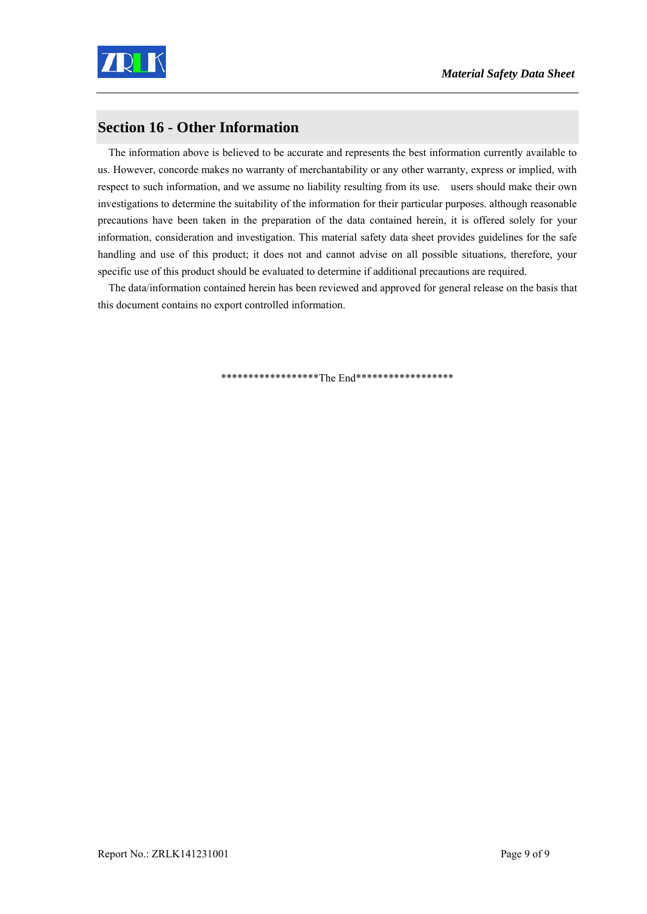## Section 16 - Other Information

The information above is believed to be accurate and represents the best information currently available to us. However, concorde makes no warranty of merchantability or any other warranty, express or implied, with respect to such information, and we assume no liability resulting from its use. users should make their own investigations to determine the suitability of the information for their particular purposes. although reasonable precautions have been taken in the preparation of the data contained herein, it is offered solely for your information, consideration and investigation. This material safety data sheet provides guidelines for the safe handling and use of this product; it does not and cannot advise on all possible situations, therefore, your specific use of this product should be evaluated to determine if additional precautions are required.

The data/information contained herein has been reviewed and approved for general release on the basis that this document contains no export controlled information.

******************The End******************